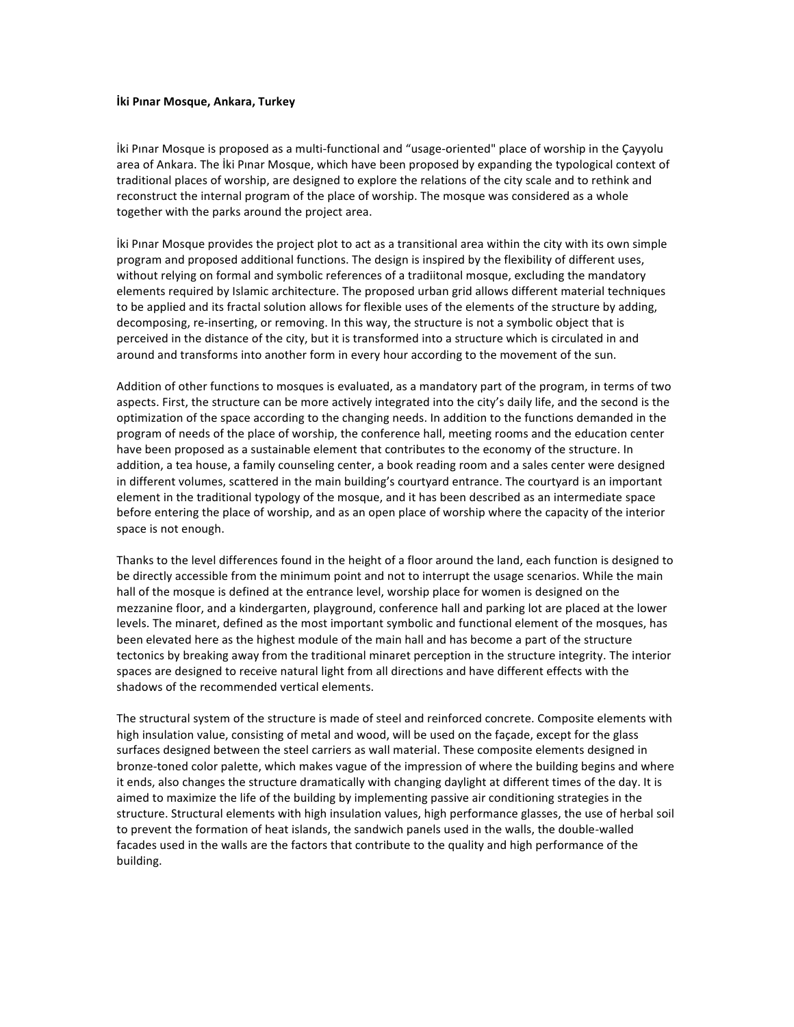**İki Pınar Mosque, Ankara, Turkey**

İki Pınar Mosque is proposed as a multi-functional and "usage-oriented" place of worship in the Çayyolu area of Ankara. The İki Pınar Mosque, which have been proposed by expanding the typological context of traditional places of worship, are designed to explore the relations of the city scale and to rethink and reconstruct the internal program of the place of worship. The mosque was considered as a whole together with the parks around the project area.

İki Pınar Mosque provides the project plot to act as a transitional area within the city with its own simple program and proposed additional functions. The design is inspired by the flexibility of different uses, without relying on formal and symbolic references of a tradiitonal mosque, excluding the mandatory elements required by Islamic architecture. The proposed urban grid allows different material techniques to be applied and its fractal solution allows for flexible uses of the elements of the structure by adding, decomposing, re-inserting, or removing. In this way, the structure is not a symbolic object that is perceived in the distance of the city, but it is transformed into a structure which is circulated in and around and transforms into another form in every hour according to the movement of the sun.

Addition of other functions to mosques is evaluated, as a mandatory part of the program, in terms of two aspects. First, the structure can be more actively integrated into the city's daily life, and the second is the optimization of the space according to the changing needs. In addition to the functions demanded in the program of needs of the place of worship, the conference hall, meeting rooms and the education center have been proposed as a sustainable element that contributes to the economy of the structure. In addition, a tea house, a family counseling center, a book reading room and a sales center were designed in different volumes, scattered in the main building's courtyard entrance. The courtyard is an important element in the traditional typology of the mosque, and it has been described as an intermediate space before entering the place of worship, and as an open place of worship where the capacity of the interior space is not enough.

Thanks to the level differences found in the height of a floor around the land, each function is designed to be directly accessible from the minimum point and not to interrupt the usage scenarios. While the main hall of the mosque is defined at the entrance level, worship place for women is designed on the mezzanine floor, and a kindergarten, playground, conference hall and parking lot are placed at the lower levels. The minaret, defined as the most important symbolic and functional element of the mosques, has been elevated here as the highest module of the main hall and has become a part of the structure tectonics by breaking away from the traditional minaret perception in the structure integrity. The interior spaces are designed to receive natural light from all directions and have different effects with the shadows of the recommended vertical elements.

The structural system of the structure is made of steel and reinforced concrete. Composite elements with high insulation value, consisting of metal and wood, will be used on the façade, except for the glass surfaces designed between the steel carriers as wall material. These composite elements designed in bronze-toned color palette, which makes vague of the impression of where the building begins and where it ends, also changes the structure dramatically with changing daylight at different times of the day. It is aimed to maximize the life of the building by implementing passive air conditioning strategies in the structure. Structural elements with high insulation values, high performance glasses, the use of herbal soil to prevent the formation of heat islands, the sandwich panels used in the walls, the double-walled facades used in the walls are the factors that contribute to the quality and high performance of the building.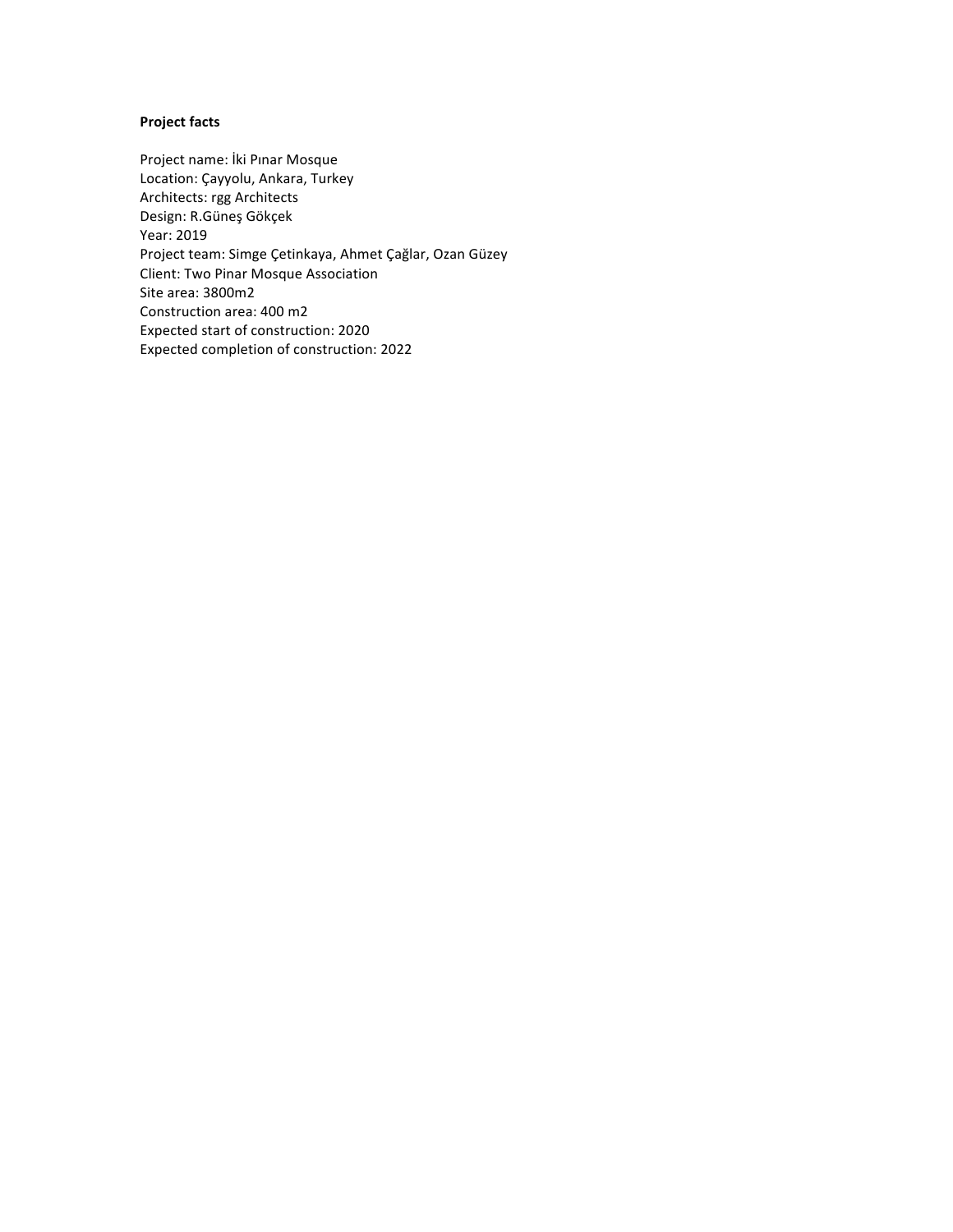**Project facts**

Project name: İki Pınar Mosque
Location: Çayyolu, Ankara, Turkey
Architects: rgg Architects
Design: R.Güneş Gökçek
Year: 2019
Project team: Simge Çetinkaya, Ahmet Çağlar, Ozan Güzey
Client: Two Pinar Mosque Association
Site area: 3800m2
Construction area: 400 m2
Expected start of construction: 2020
Expected completion of construction: 2022